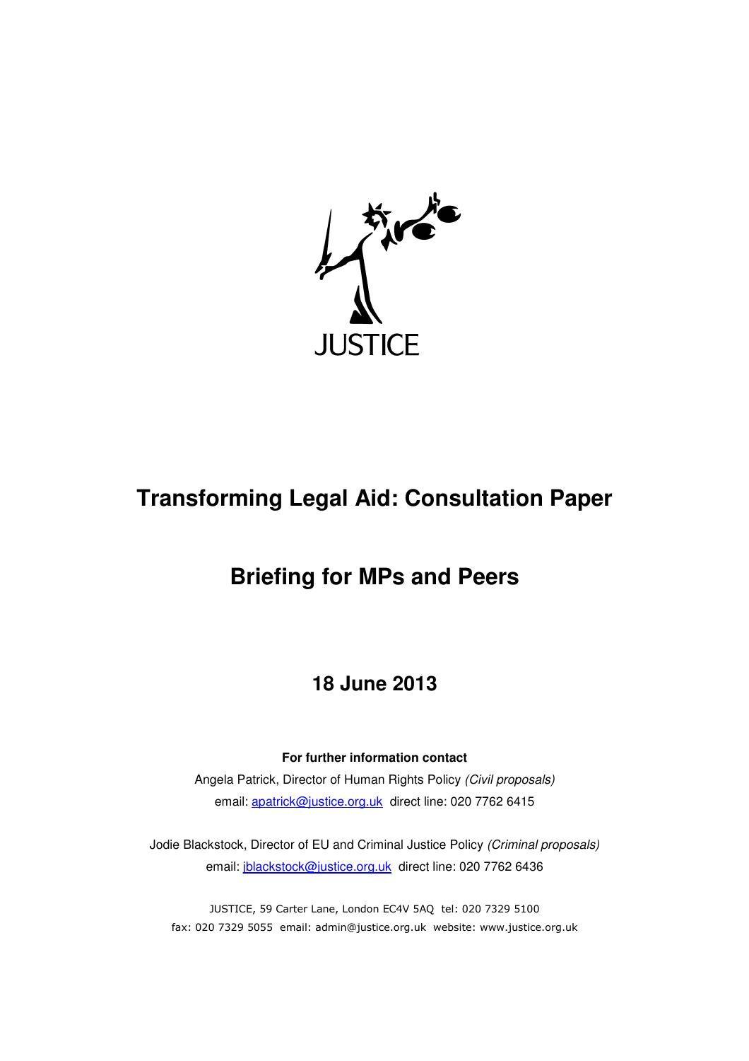JUSTICE

# Transforming Legal Aid: Consultation Paper

# Briefing for MPs and Peers

## 18 June 2013

**For further information contact**

Angela Patrick, Director of Human Rights Policy *(Civil proposals)*
email: apatrick@justice.org.uk direct line: 020 7762 6415

Jodie Blackstock, Director of EU and Criminal Justice Policy *(Criminal proposals)*
email: jblackstock@justice.org.uk direct line: 020 7762 6436

JUSTICE, 59 Carter Lane, London EC4V 5AQ tel: 020 7329 5100
fax: 020 7329 5055 email: admin@justice.org.uk website: www.justice.org.uk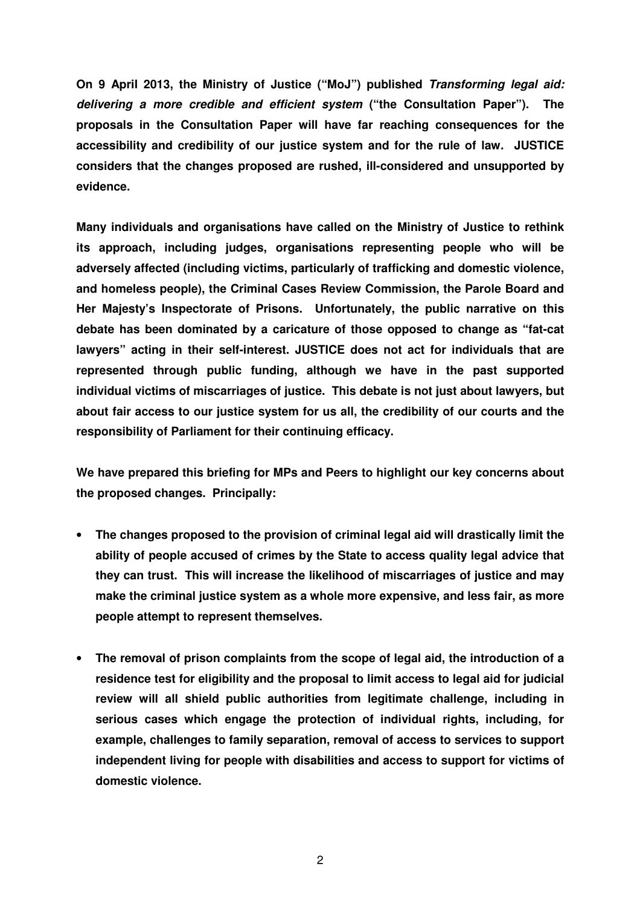**On 9 April 2013, the Ministry of Justice ("MoJ") published *Transforming legal aid: delivering a more credible and efficient system* ("the Consultation Paper"). The proposals in the Consultation Paper will have far reaching consequences for the accessibility and credibility of our justice system and for the rule of law. JUSTICE considers that the changes proposed are rushed, ill-considered and unsupported by evidence.**

**Many individuals and organisations have called on the Ministry of Justice to rethink its approach, including judges, organisations representing people who will be adversely affected (including victims, particularly of trafficking and domestic violence, and homeless people), the Criminal Cases Review Commission, the Parole Board and Her Majesty's Inspectorate of Prisons. Unfortunately, the public narrative on this debate has been dominated by a caricature of those opposed to change as "fat-cat lawyers" acting in their self-interest. JUSTICE does not act for individuals that are represented through public funding, although we have in the past supported individual victims of miscarriages of justice. This debate is not just about lawyers, but about fair access to our justice system for us all, the credibility of our courts and the responsibility of Parliament for their continuing efficacy.**

**We have prepared this briefing for MPs and Peers to highlight our key concerns about the proposed changes. Principally:**

- **The changes proposed to the provision of criminal legal aid will drastically limit the ability of people accused of crimes by the State to access quality legal advice that they can trust. This will increase the likelihood of miscarriages of justice and may make the criminal justice system as a whole more expensive, and less fair, as more people attempt to represent themselves.**

- **The removal of prison complaints from the scope of legal aid, the introduction of a residence test for eligibility and the proposal to limit access to legal aid for judicial review will all shield public authorities from legitimate challenge, including in serious cases which engage the protection of individual rights, including, for example, challenges to family separation, removal of access to services to support independent living for people with disabilities and access to support for victims of domestic violence.**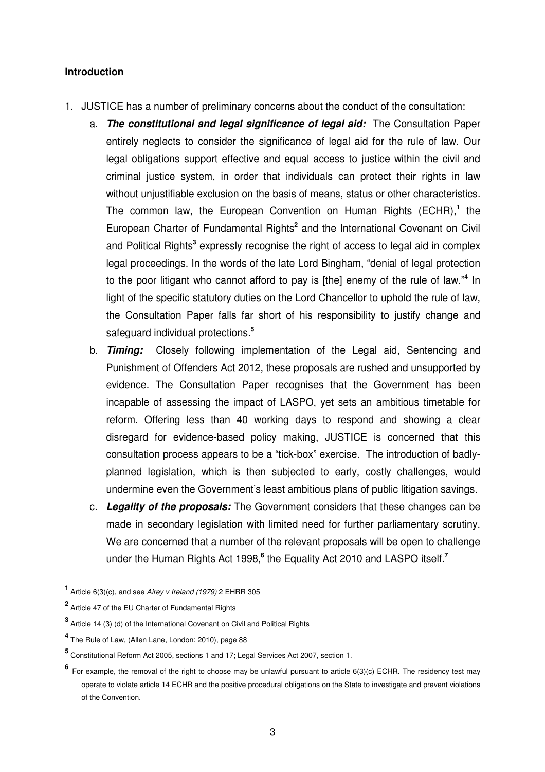**Introduction**

1. JUSTICE has a number of preliminary concerns about the conduct of the consultation:

   a. ***The constitutional and legal significance of legal aid:*** The Consultation Paper entirely neglects to consider the significance of legal aid for the rule of law. Our legal obligations support effective and equal access to justice within the civil and criminal justice system, in order that individuals can protect their rights in law without unjustifiable exclusion on the basis of means, status or other characteristics. The common law, the European Convention on Human Rights (ECHR),[1] the European Charter of Fundamental Rights[2] and the International Covenant on Civil and Political Rights[3] expressly recognise the right of access to legal aid in complex legal proceedings. In the words of the late Lord Bingham, "denial of legal protection to the poor litigant who cannot afford to pay is [the] enemy of the rule of law."[4] In light of the specific statutory duties on the Lord Chancellor to uphold the rule of law, the Consultation Paper falls far short of his responsibility to justify change and safeguard individual protections.[5]

   b. ***Timing:*** Closely following implementation of the Legal aid, Sentencing and Punishment of Offenders Act 2012, these proposals are rushed and unsupported by evidence. The Consultation Paper recognises that the Government has been incapable of assessing the impact of LASPO, yet sets an ambitious timetable for reform. Offering less than 40 working days to respond and showing a clear disregard for evidence-based policy making, JUSTICE is concerned that this consultation process appears to be a "tick-box" exercise. The introduction of badly-planned legislation, which is then subjected to early, costly challenges, would undermine even the Government's least ambitious plans of public litigation savings.

   c. ***Legality of the proposals:*** The Government considers that these changes can be made in secondary legislation with limited need for further parliamentary scrutiny. We are concerned that a number of the relevant proposals will be open to challenge under the Human Rights Act 1998,[6] the Equality Act 2010 and LASPO itself.[7]

---

[1] Article 6(3)(c), and see *Airey v Ireland (1979)* 2 EHRR 305

[2] Article 47 of the EU Charter of Fundamental Rights

[3] Article 14 (3) (d) of the International Covenant on Civil and Political Rights

[4] The Rule of Law, (Allen Lane, London: 2010), page 88

[5] Constitutional Reform Act 2005, sections 1 and 17; Legal Services Act 2007, section 1.

[6] For example, the removal of the right to choose may be unlawful pursuant to article 6(3)(c) ECHR. The residency test may operate to violate article 14 ECHR and the positive procedural obligations on the State to investigate and prevent violations of the Convention.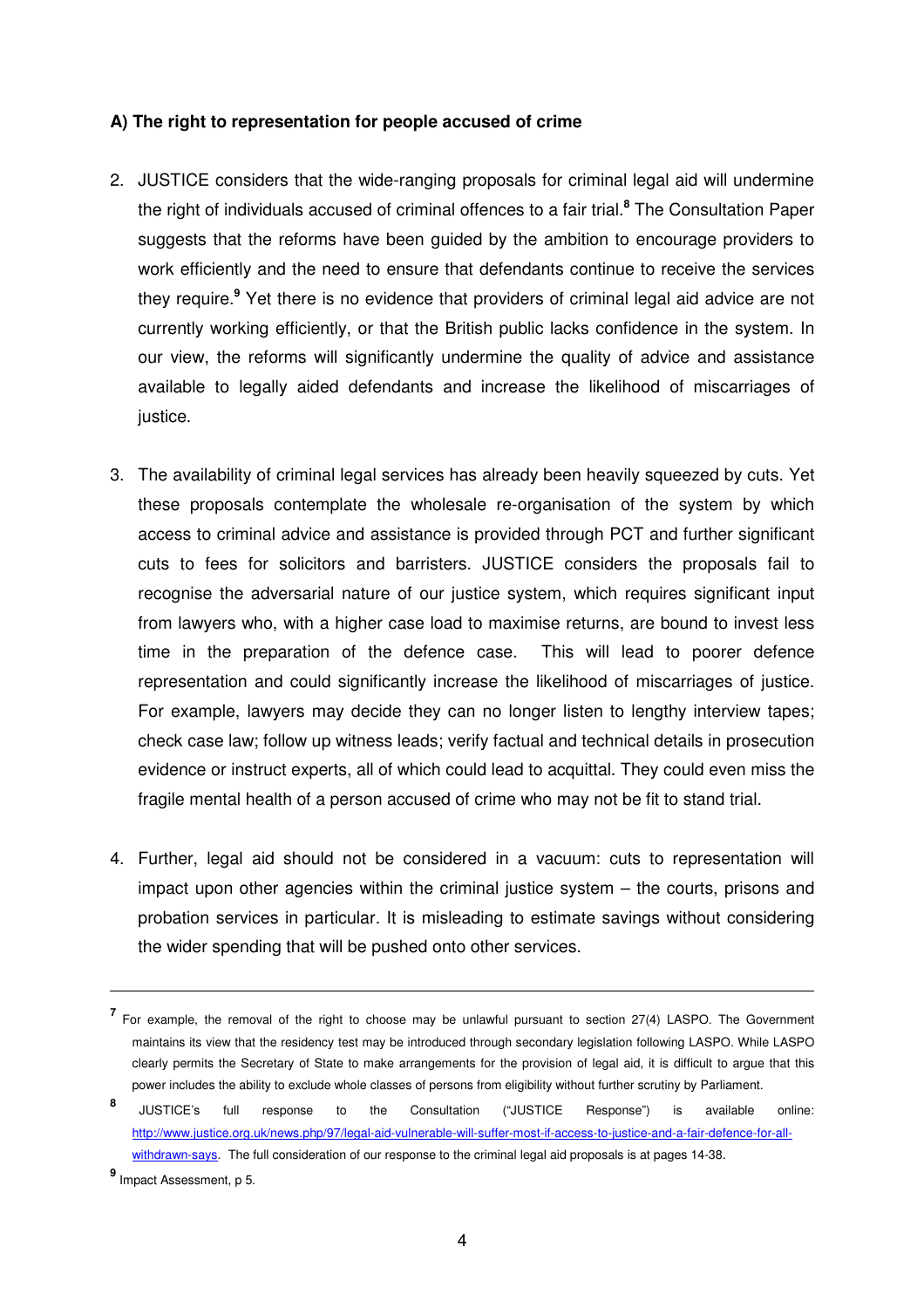**A) The right to representation for people accused of crime**

2. JUSTICE considers that the wide-ranging proposals for criminal legal aid will undermine the right of individuals accused of criminal offences to a fair trial.[8] The Consultation Paper suggests that the reforms have been guided by the ambition to encourage providers to work efficiently and the need to ensure that defendants continue to receive the services they require.[9] Yet there is no evidence that providers of criminal legal aid advice are not currently working efficiently, or that the British public lacks confidence in the system. In our view, the reforms will significantly undermine the quality of advice and assistance available to legally aided defendants and increase the likelihood of miscarriages of justice.

3. The availability of criminal legal services has already been heavily squeezed by cuts. Yet these proposals contemplate the wholesale re-organisation of the system by which access to criminal advice and assistance is provided through PCT and further significant cuts to fees for solicitors and barristers. JUSTICE considers the proposals fail to recognise the adversarial nature of our justice system, which requires significant input from lawyers who, with a higher case load to maximise returns, are bound to invest less time in the preparation of the defence case. This will lead to poorer defence representation and could significantly increase the likelihood of miscarriages of justice. For example, lawyers may decide they can no longer listen to lengthy interview tapes; check case law; follow up witness leads; verify factual and technical details in prosecution evidence or instruct experts, all of which could lead to acquittal. They could even miss the fragile mental health of a person accused of crime who may not be fit to stand trial.

4. Further, legal aid should not be considered in a vacuum: cuts to representation will impact upon other agencies within the criminal justice system – the courts, prisons and probation services in particular. It is misleading to estimate savings without considering the wider spending that will be pushed onto other services.

---

[7] For example, the removal of the right to choose may be unlawful pursuant to section 27(4) LASPO. The Government maintains its view that the residency test may be introduced through secondary legislation following LASPO. While LASPO clearly permits the Secretary of State to make arrangements for the provision of legal aid, it is difficult to argue that this power includes the ability to exclude whole classes of persons from eligibility without further scrutiny by Parliament.

[8] JUSTICE's full response to the Consultation ("JUSTICE Response") is available online: http://www.justice.org.uk/news.php/97/legal-aid-vulnerable-will-suffer-most-if-access-to-justice-and-a-fair-defence-for-all-withdrawn-says. The full consideration of our response to the criminal legal aid proposals is at pages 14-38.

[9] Impact Assessment, p 5.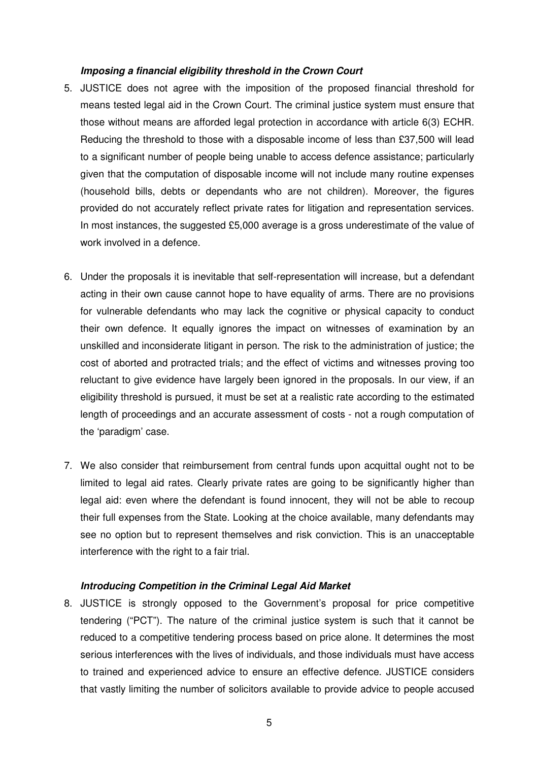***Imposing a financial eligibility threshold in the Crown Court***

5. JUSTICE does not agree with the imposition of the proposed financial threshold for means tested legal aid in the Crown Court. The criminal justice system must ensure that those without means are afforded legal protection in accordance with article 6(3) ECHR. Reducing the threshold to those with a disposable income of less than £37,500 will lead to a significant number of people being unable to access defence assistance; particularly given that the computation of disposable income will not include many routine expenses (household bills, debts or dependants who are not children). Moreover, the figures provided do not accurately reflect private rates for litigation and representation services. In most instances, the suggested £5,000 average is a gross underestimate of the value of work involved in a defence.

6. Under the proposals it is inevitable that self-representation will increase, but a defendant acting in their own cause cannot hope to have equality of arms. There are no provisions for vulnerable defendants who may lack the cognitive or physical capacity to conduct their own defence. It equally ignores the impact on witnesses of examination by an unskilled and inconsiderate litigant in person. The risk to the administration of justice; the cost of aborted and protracted trials; and the effect of victims and witnesses proving too reluctant to give evidence have largely been ignored in the proposals. In our view, if an eligibility threshold is pursued, it must be set at a realistic rate according to the estimated length of proceedings and an accurate assessment of costs - not a rough computation of the 'paradigm' case.

7. We also consider that reimbursement from central funds upon acquittal ought not to be limited to legal aid rates. Clearly private rates are going to be significantly higher than legal aid: even where the defendant is found innocent, they will not be able to recoup their full expenses from the State. Looking at the choice available, many defendants may see no option but to represent themselves and risk conviction. This is an unacceptable interference with the right to a fair trial.

***Introducing Competition in the Criminal Legal Aid Market***

8. JUSTICE is strongly opposed to the Government's proposal for price competitive tendering ("PCT"). The nature of the criminal justice system is such that it cannot be reduced to a competitive tendering process based on price alone. It determines the most serious interferences with the lives of individuals, and those individuals must have access to trained and experienced advice to ensure an effective defence. JUSTICE considers that vastly limiting the number of solicitors available to provide advice to people accused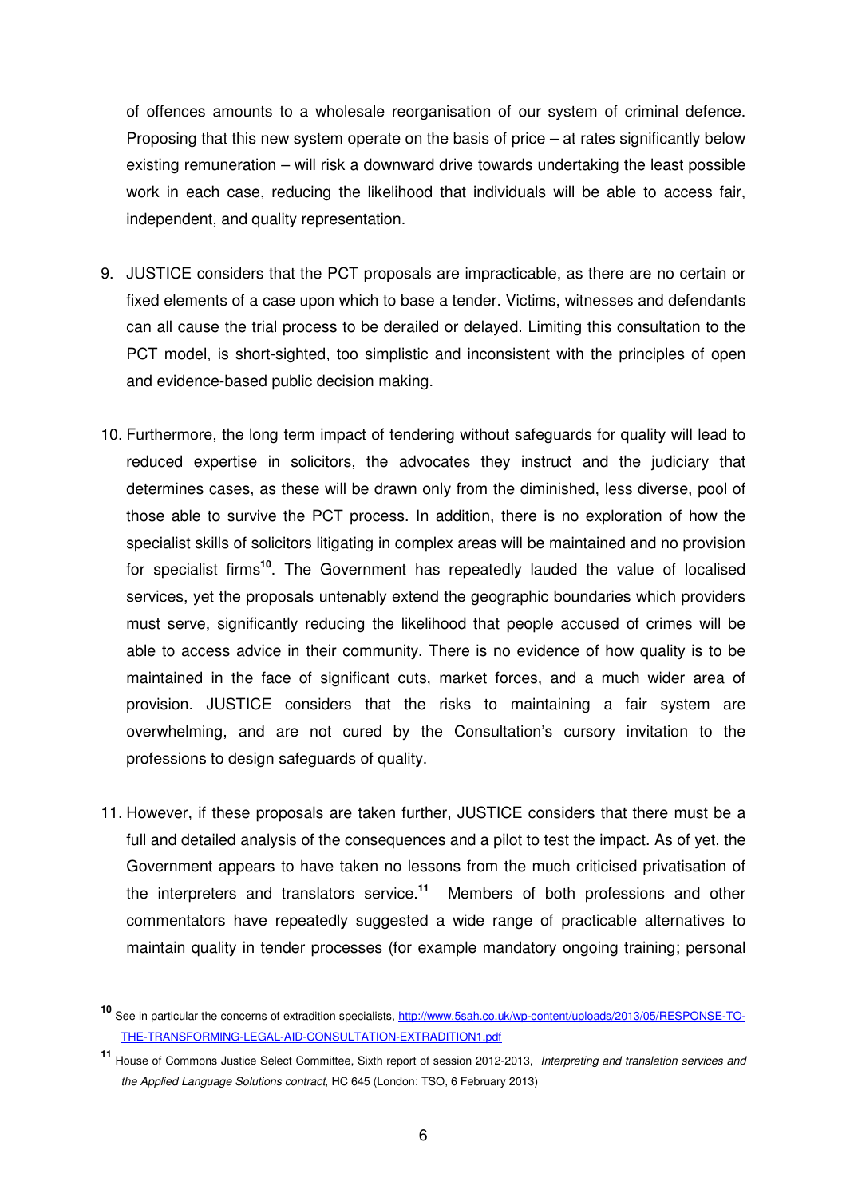of offences amounts to a wholesale reorganisation of our system of criminal defence. Proposing that this new system operate on the basis of price – at rates significantly below existing remuneration – will risk a downward drive towards undertaking the least possible work in each case, reducing the likelihood that individuals will be able to access fair, independent, and quality representation.

9. JUSTICE considers that the PCT proposals are impracticable, as there are no certain or fixed elements of a case upon which to base a tender. Victims, witnesses and defendants can all cause the trial process to be derailed or delayed. Limiting this consultation to the PCT model, is short-sighted, too simplistic and inconsistent with the principles of open and evidence-based public decision making.

10. Furthermore, the long term impact of tendering without safeguards for quality will lead to reduced expertise in solicitors, the advocates they instruct and the judiciary that determines cases, as these will be drawn only from the diminished, less diverse, pool of those able to survive the PCT process. In addition, there is no exploration of how the specialist skills of solicitors litigating in complex areas will be maintained and no provision for specialist firms[10]. The Government has repeatedly lauded the value of localised services, yet the proposals untenably extend the geographic boundaries which providers must serve, significantly reducing the likelihood that people accused of crimes will be able to access advice in their community. There is no evidence of how quality is to be maintained in the face of significant cuts, market forces, and a much wider area of provision. JUSTICE considers that the risks to maintaining a fair system are overwhelming, and are not cured by the Consultation's cursory invitation to the professions to design safeguards of quality.

11. However, if these proposals are taken further, JUSTICE considers that there must be a full and detailed analysis of the consequences and a pilot to test the impact. As of yet, the Government appears to have taken no lessons from the much criticised privatisation of the interpreters and translators service.[11] Members of both professions and other commentators have repeatedly suggested a wide range of practicable alternatives to maintain quality in tender processes (for example mandatory ongoing training; personal

---

[10] See in particular the concerns of extradition specialists, http://www.5sah.co.uk/wp-content/uploads/2013/05/RESPONSE-TO-THE-TRANSFORMING-LEGAL-AID-CONSULTATION-EXTRADITION1.pdf

[11] House of Commons Justice Select Committee, Sixth report of session 2012-2013, *Interpreting and translation services and the Applied Language Solutions contract*, HC 645 (London: TSO, 6 February 2013)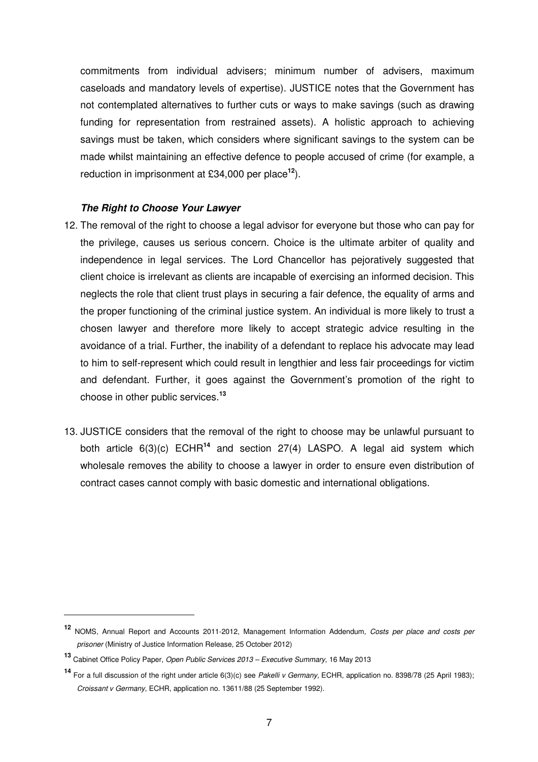commitments from individual advisers; minimum number of advisers, maximum caseloads and mandatory levels of expertise). JUSTICE notes that the Government has not contemplated alternatives to further cuts or ways to make savings (such as drawing funding for representation from restrained assets). A holistic approach to achieving savings must be taken, which considers where significant savings to the system can be made whilst maintaining an effective defence to people accused of crime (for example, a reduction in imprisonment at £34,000 per place[12]).

***The Right to Choose Your Lawyer***

12. The removal of the right to choose a legal advisor for everyone but those who can pay for the privilege, causes us serious concern. Choice is the ultimate arbiter of quality and independence in legal services. The Lord Chancellor has pejoratively suggested that client choice is irrelevant as clients are incapable of exercising an informed decision. This neglects the role that client trust plays in securing a fair defence, the equality of arms and the proper functioning of the criminal justice system. An individual is more likely to trust a chosen lawyer and therefore more likely to accept strategic advice resulting in the avoidance of a trial. Further, the inability of a defendant to replace his advocate may lead to him to self-represent which could result in lengthier and less fair proceedings for victim and defendant. Further, it goes against the Government's promotion of the right to choose in other public services.[13]

13. JUSTICE considers that the removal of the right to choose may be unlawful pursuant to both article 6(3)(c) ECHR[14] and section 27(4) LASPO. A legal aid system which wholesale removes the ability to choose a lawyer in order to ensure even distribution of contract cases cannot comply with basic domestic and international obligations.

---

[12] NOMS, Annual Report and Accounts 2011-2012, Management Information Addendum, *Costs per place and costs per prisoner* (Ministry of Justice Information Release, 25 October 2012)

[13] Cabinet Office Policy Paper, *Open Public Services 2013 – Executive Summary*, 16 May 2013

[14] For a full discussion of the right under article 6(3)(c) see *Pakelli v Germany,* ECHR, application no. 8398/78 (25 April 1983); *Croissant v Germany*, ECHR, application no. 13611/88 (25 September 1992).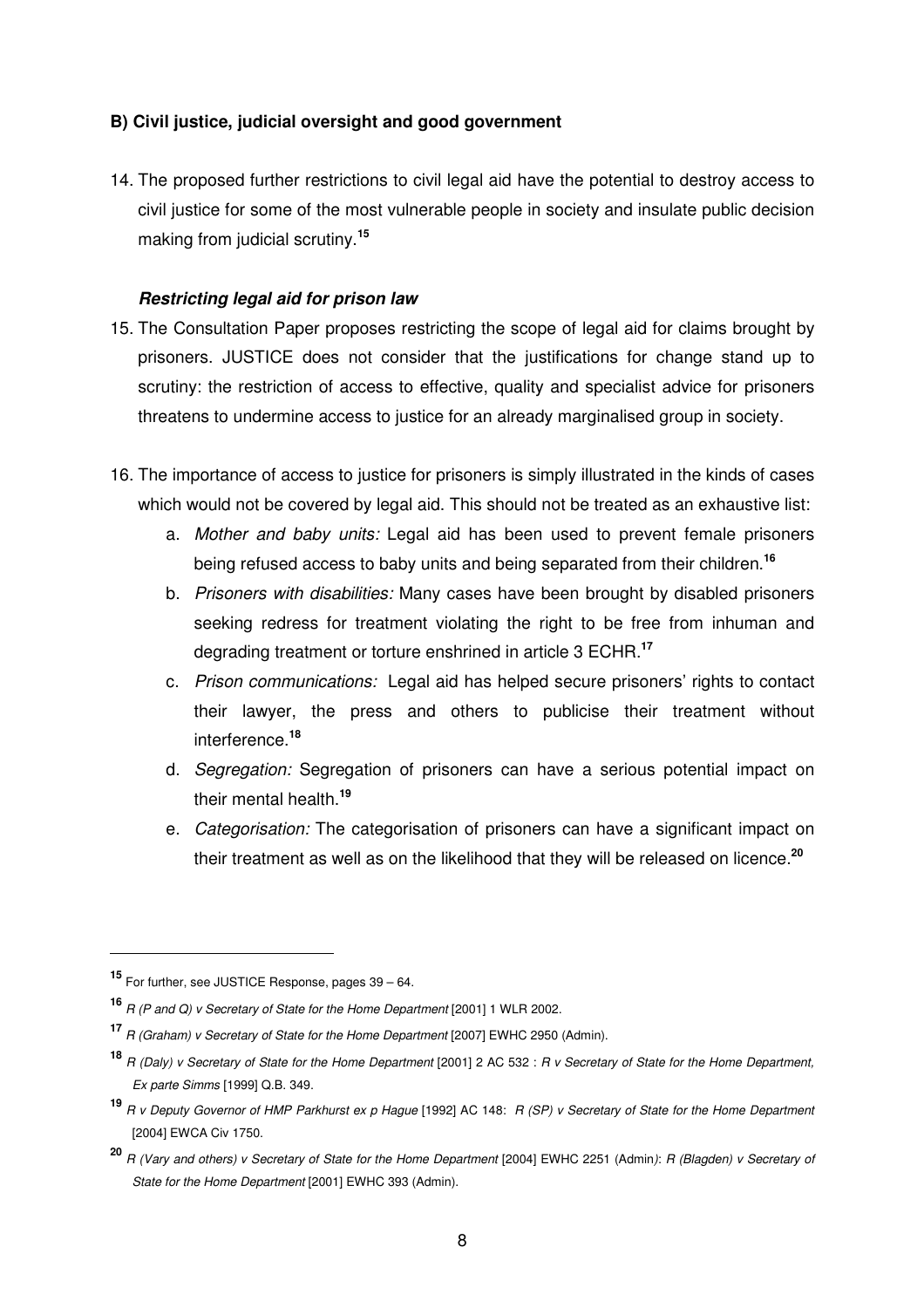**B) Civil justice, judicial oversight and good government**

14. The proposed further restrictions to civil legal aid have the potential to destroy access to civil justice for some of the most vulnerable people in society and insulate public decision making from judicial scrutiny.[15]

***Restricting legal aid for prison law***

15. The Consultation Paper proposes restricting the scope of legal aid for claims brought by prisoners. JUSTICE does not consider that the justifications for change stand up to scrutiny: the restriction of access to effective, quality and specialist advice for prisoners threatens to undermine access to justice for an already marginalised group in society.

16. The importance of access to justice for prisoners is simply illustrated in the kinds of cases which would not be covered by legal aid. This should not be treated as an exhaustive list:
    a. *Mother and baby units:* Legal aid has been used to prevent female prisoners being refused access to baby units and being separated from their children.[16]
    b. *Prisoners with disabilities:* Many cases have been brought by disabled prisoners seeking redress for treatment violating the right to be free from inhuman and degrading treatment or torture enshrined in article 3 ECHR.[17]
    c. *Prison communications:* Legal aid has helped secure prisoners' rights to contact their lawyer, the press and others to publicise their treatment without interference.[18]
    d. *Segregation:* Segregation of prisoners can have a serious potential impact on their mental health.[19]
    e. *Categorisation:* The categorisation of prisoners can have a significant impact on their treatment as well as on the likelihood that they will be released on licence.[20]

---

[15] For further, see JUSTICE Response, pages 39 – 64.

[16] *R (P and Q) v Secretary of State for the Home Department* [2001] 1 WLR 2002.

[17] *R (Graham) v Secretary of State for the Home Department* [2007] EWHC 2950 (Admin).

[18] *R (Daly) v Secretary of State for the Home Department* [2001] 2 AC 532 : *R v Secretary of State for the Home Department, Ex parte Simms* [1999] Q.B. 349.

[19] *R v Deputy Governor of HMP Parkhurst ex p Hague* [1992] AC 148: *R (SP) v Secretary of State for the Home Department* [2004] EWCA Civ 1750.

[20] *R (Vary and others) v Secretary of State for the Home Department* [2004] EWHC 2251 (Admin): *R (Blagden) v Secretary of State for the Home Department* [2001] EWHC 393 (Admin).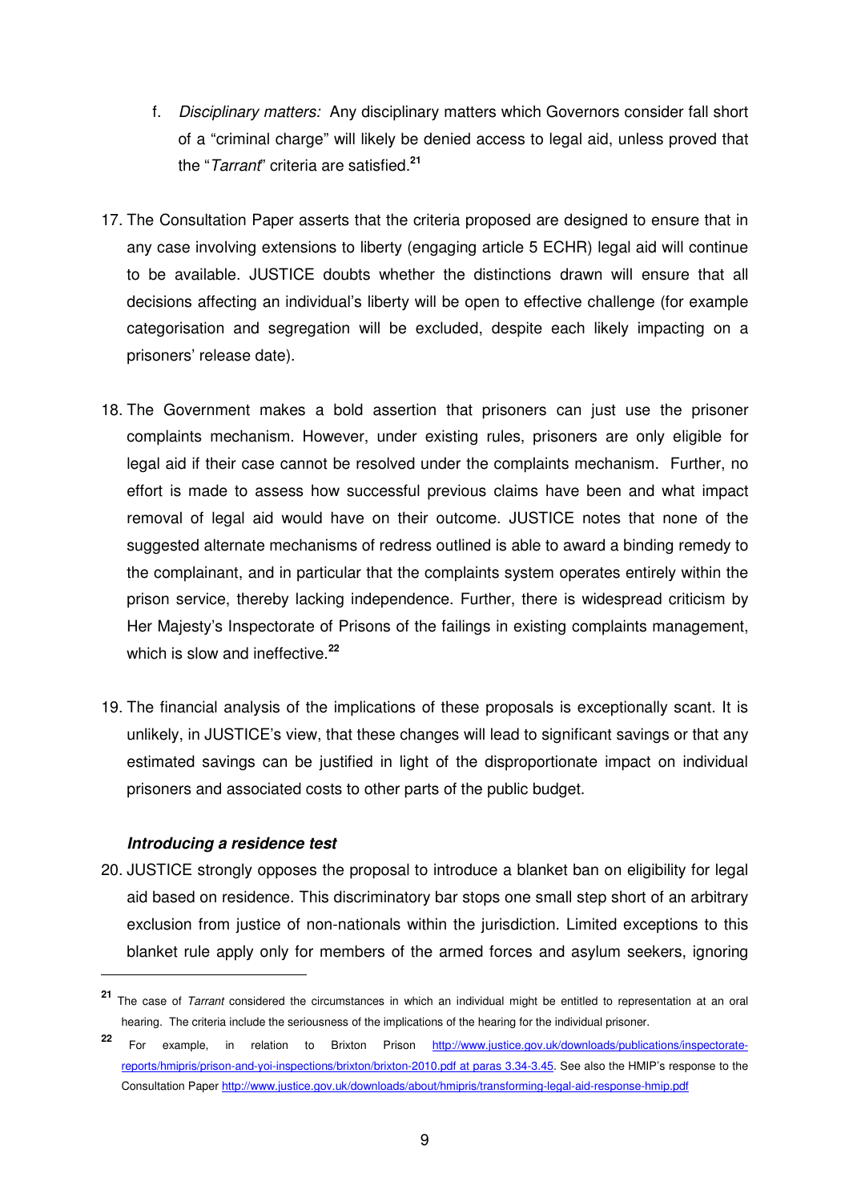f. *Disciplinary matters:* Any disciplinary matters which Governors consider fall short of a "criminal charge" will likely be denied access to legal aid, unless proved that the "*Tarrant*" criteria are satisfied.[21]

17. The Consultation Paper asserts that the criteria proposed are designed to ensure that in any case involving extensions to liberty (engaging article 5 ECHR) legal aid will continue to be available. JUSTICE doubts whether the distinctions drawn will ensure that all decisions affecting an individual's liberty will be open to effective challenge (for example categorisation and segregation will be excluded, despite each likely impacting on a prisoners' release date).

18. The Government makes a bold assertion that prisoners can just use the prisoner complaints mechanism. However, under existing rules, prisoners are only eligible for legal aid if their case cannot be resolved under the complaints mechanism. Further, no effort is made to assess how successful previous claims have been and what impact removal of legal aid would have on their outcome. JUSTICE notes that none of the suggested alternate mechanisms of redress outlined is able to award a binding remedy to the complainant, and in particular that the complaints system operates entirely within the prison service, thereby lacking independence. Further, there is widespread criticism by Her Majesty's Inspectorate of Prisons of the failings in existing complaints management, which is slow and ineffective.[22]

19. The financial analysis of the implications of these proposals is exceptionally scant. It is unlikely, in JUSTICE's view, that these changes will lead to significant savings or that any estimated savings can be justified in light of the disproportionate impact on individual prisoners and associated costs to other parts of the public budget.

***Introducing a residence test***

20. JUSTICE strongly opposes the proposal to introduce a blanket ban on eligibility for legal aid based on residence. This discriminatory bar stops one small step short of an arbitrary exclusion from justice of non-nationals within the jurisdiction. Limited exceptions to this blanket rule apply only for members of the armed forces and asylum seekers, ignoring

---

[21] The case of *Tarrant* considered the circumstances in which an individual might be entitled to representation at an oral hearing. The criteria include the seriousness of the implications of the hearing for the individual prisoner.

[22] For example, in relation to Brixton Prison http://www.justice.gov.uk/downloads/publications/inspectorate-reports/hmipris/prison-and-yoi-inspections/brixton/brixton-2010.pdf at paras 3.34-3.45. See also the HMIP's response to the Consultation Paper http://www.justice.gov.uk/downloads/about/hmipris/transforming-legal-aid-response-hmip.pdf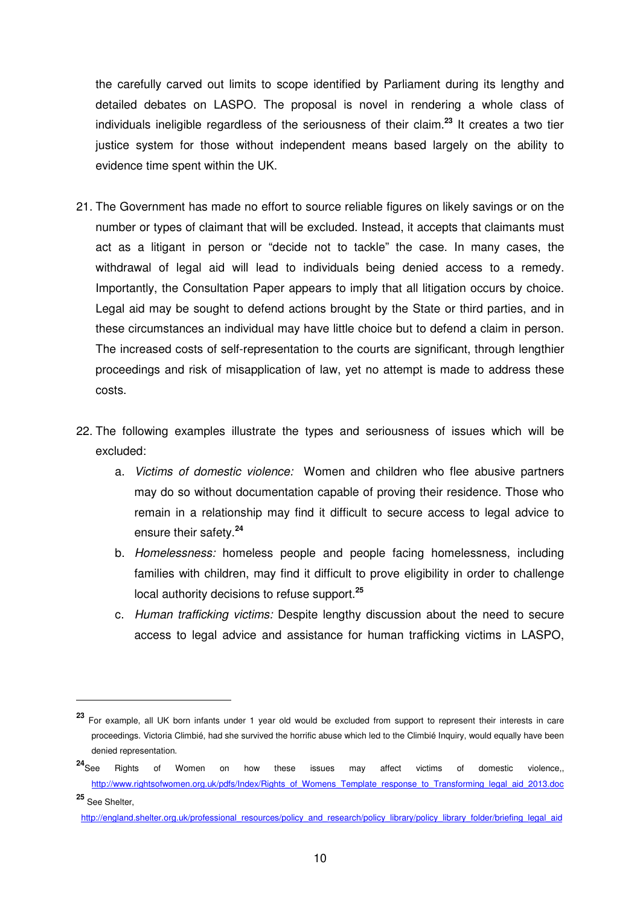the carefully carved out limits to scope identified by Parliament during its lengthy and detailed debates on LASPO. The proposal is novel in rendering a whole class of individuals ineligible regardless of the seriousness of their claim.[23] It creates a two tier justice system for those without independent means based largely on the ability to evidence time spent within the UK.

21. The Government has made no effort to source reliable figures on likely savings or on the number or types of claimant that will be excluded. Instead, it accepts that claimants must act as a litigant in person or "decide not to tackle" the case. In many cases, the withdrawal of legal aid will lead to individuals being denied access to a remedy. Importantly, the Consultation Paper appears to imply that all litigation occurs by choice. Legal aid may be sought to defend actions brought by the State or third parties, and in these circumstances an individual may have little choice but to defend a claim in person. The increased costs of self-representation to the courts are significant, through lengthier proceedings and risk of misapplication of law, yet no attempt is made to address these costs.

22. The following examples illustrate the types and seriousness of issues which will be excluded:
    a. *Victims of domestic violence:* Women and children who flee abusive partners may do so without documentation capable of proving their residence. Those who remain in a relationship may find it difficult to secure access to legal advice to ensure their safety.[24]
    b. *Homelessness:* homeless people and people facing homelessness, including families with children, may find it difficult to prove eligibility in order to challenge local authority decisions to refuse support.[25]
    c. *Human trafficking victims:* Despite lengthy discussion about the need to secure access to legal advice and assistance for human trafficking victims in LASPO,

---

[23] For example, all UK born infants under 1 year old would be excluded from support to represent their interests in care proceedings. Victoria Climbié, had she survived the horrific abuse which led to the Climbié Inquiry, would equally have been denied representation.

[24] See Rights of Women on how these issues may affect victims of domestic violence,, http://www.rightsofwomen.org.uk/pdfs/Index/Rights_of_Womens_Template_response_to_Transforming_legal_aid_2013.doc

[25] See Shelter, http://england.shelter.org.uk/professional_resources/policy_and_research/policy_library/policy_library_folder/briefing_legal_aid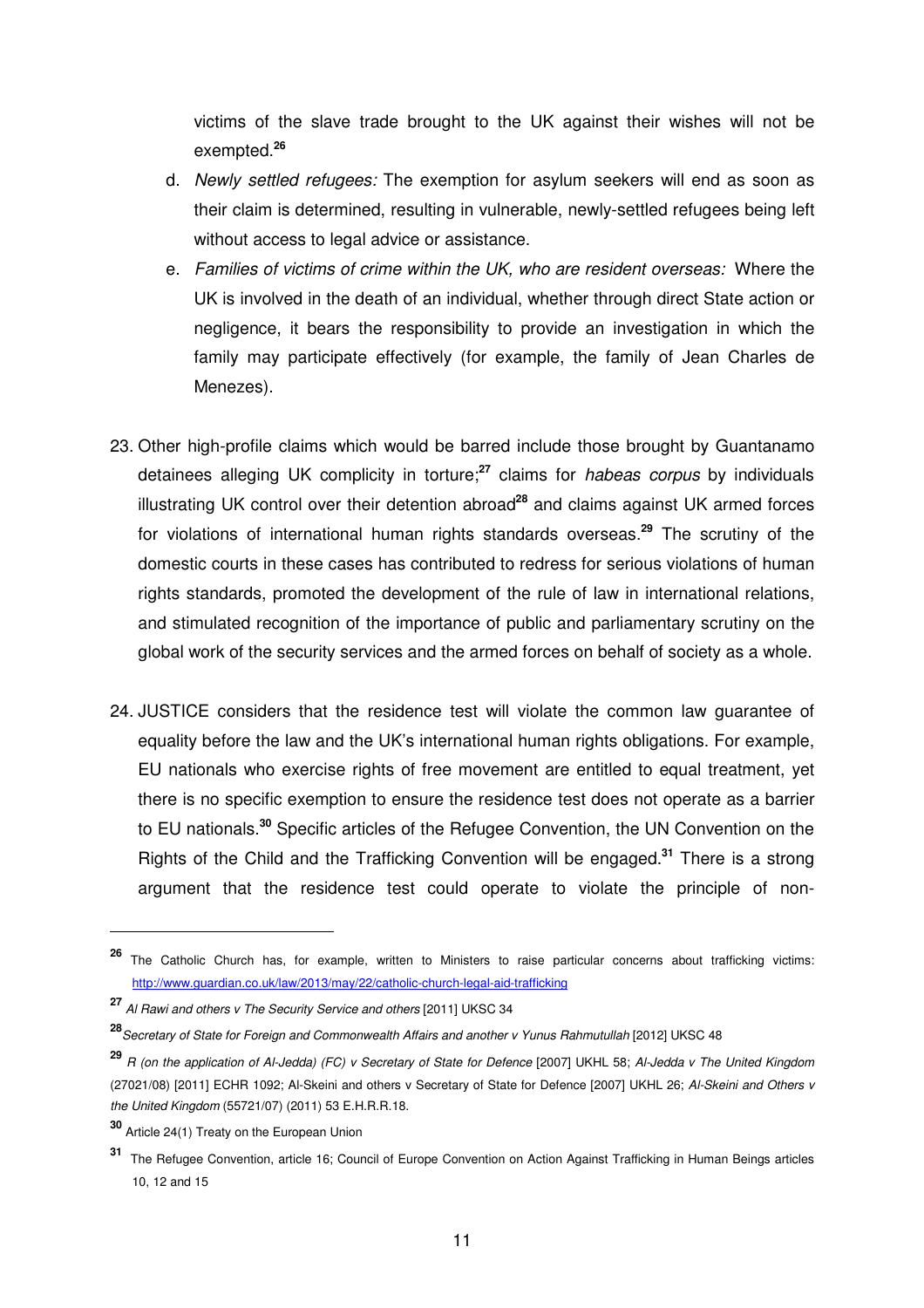victims of the slave trade brought to the UK against their wishes will not be exempted.[26]

d. *Newly settled refugees:* The exemption for asylum seekers will end as soon as their claim is determined, resulting in vulnerable, newly-settled refugees being left without access to legal advice or assistance.

e. *Families of victims of crime within the UK, who are resident overseas:* Where the UK is involved in the death of an individual, whether through direct State action or negligence, it bears the responsibility to provide an investigation in which the family may participate effectively (for example, the family of Jean Charles de Menezes).

23. Other high-profile claims which would be barred include those brought by Guantanamo detainees alleging UK complicity in torture;[27] claims for *habeas corpus* by individuals illustrating UK control over their detention abroad[28] and claims against UK armed forces for violations of international human rights standards overseas.[29] The scrutiny of the domestic courts in these cases has contributed to redress for serious violations of human rights standards, promoted the development of the rule of law in international relations, and stimulated recognition of the importance of public and parliamentary scrutiny on the global work of the security services and the armed forces on behalf of society as a whole.

24. JUSTICE considers that the residence test will violate the common law guarantee of equality before the law and the UK's international human rights obligations. For example, EU nationals who exercise rights of free movement are entitled to equal treatment, yet there is no specific exemption to ensure the residence test does not operate as a barrier to EU nationals.[30] Specific articles of the Refugee Convention, the UN Convention on the Rights of the Child and the Trafficking Convention will be engaged.[31] There is a strong argument that the residence test could operate to violate the principle of non-

---

[26] The Catholic Church has, for example, written to Ministers to raise particular concerns about trafficking victims: http://www.guardian.co.uk/law/2013/may/22/catholic-church-legal-aid-trafficking

[27] *Al Rawi and others v The Security Service and others* [2011] UKSC 34

[28] *Secretary of State for Foreign and Commonwealth Affairs and another v Yunus Rahmutullah* [2012] UKSC 48

[29] *R (on the application of Al-Jedda) (FC) v Secretary of State for Defence* [2007] UKHL 58; *Al-Jedda v The United Kingdom* (27021/08) [2011] ECHR 1092; Al-Skeini and others v Secretary of State for Defence [2007] UKHL 26; *Al-Skeini and Others v the United Kingdom* (55721/07) (2011) 53 E.H.R.R.18.

[30] Article 24(1) Treaty on the European Union

[31] The Refugee Convention, article 16; Council of Europe Convention on Action Against Trafficking in Human Beings articles 10, 12 and 15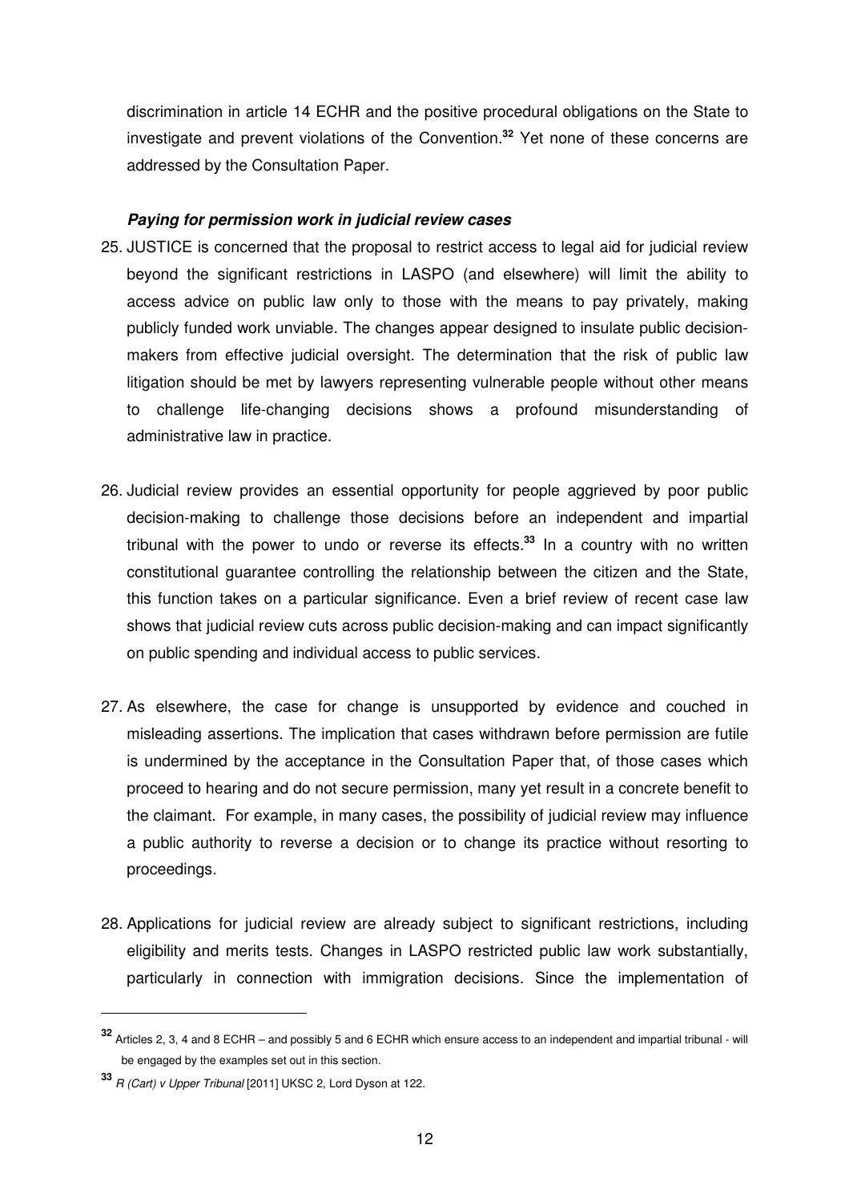discrimination in article 14 ECHR and the positive procedural obligations on the State to investigate and prevent violations of the Convention.[32] Yet none of these concerns are addressed by the Consultation Paper.

***Paying for permission work in judicial review cases***

25. JUSTICE is concerned that the proposal to restrict access to legal aid for judicial review beyond the significant restrictions in LASPO (and elsewhere) will limit the ability to access advice on public law only to those with the means to pay privately, making publicly funded work unviable. The changes appear designed to insulate public decision-makers from effective judicial oversight. The determination that the risk of public law litigation should be met by lawyers representing vulnerable people without other means to challenge life-changing decisions shows a profound misunderstanding of administrative law in practice.

26. Judicial review provides an essential opportunity for people aggrieved by poor public decision-making to challenge those decisions before an independent and impartial tribunal with the power to undo or reverse its effects.[33] In a country with no written constitutional guarantee controlling the relationship between the citizen and the State, this function takes on a particular significance. Even a brief review of recent case law shows that judicial review cuts across public decision-making and can impact significantly on public spending and individual access to public services.

27. As elsewhere, the case for change is unsupported by evidence and couched in misleading assertions. The implication that cases withdrawn before permission are futile is undermined by the acceptance in the Consultation Paper that, of those cases which proceed to hearing and do not secure permission, many yet result in a concrete benefit to the claimant. For example, in many cases, the possibility of judicial review may influence a public authority to reverse a decision or to change its practice without resorting to proceedings.

28. Applications for judicial review are already subject to significant restrictions, including eligibility and merits tests. Changes in LASPO restricted public law work substantially, particularly in connection with immigration decisions. Since the implementation of

---

[32] Articles 2, 3, 4 and 8 ECHR – and possibly 5 and 6 ECHR which ensure access to an independent and impartial tribunal - will be engaged by the examples set out in this section.

[33] *R (Cart) v Upper Tribunal* [2011] UKSC 2, Lord Dyson at 122.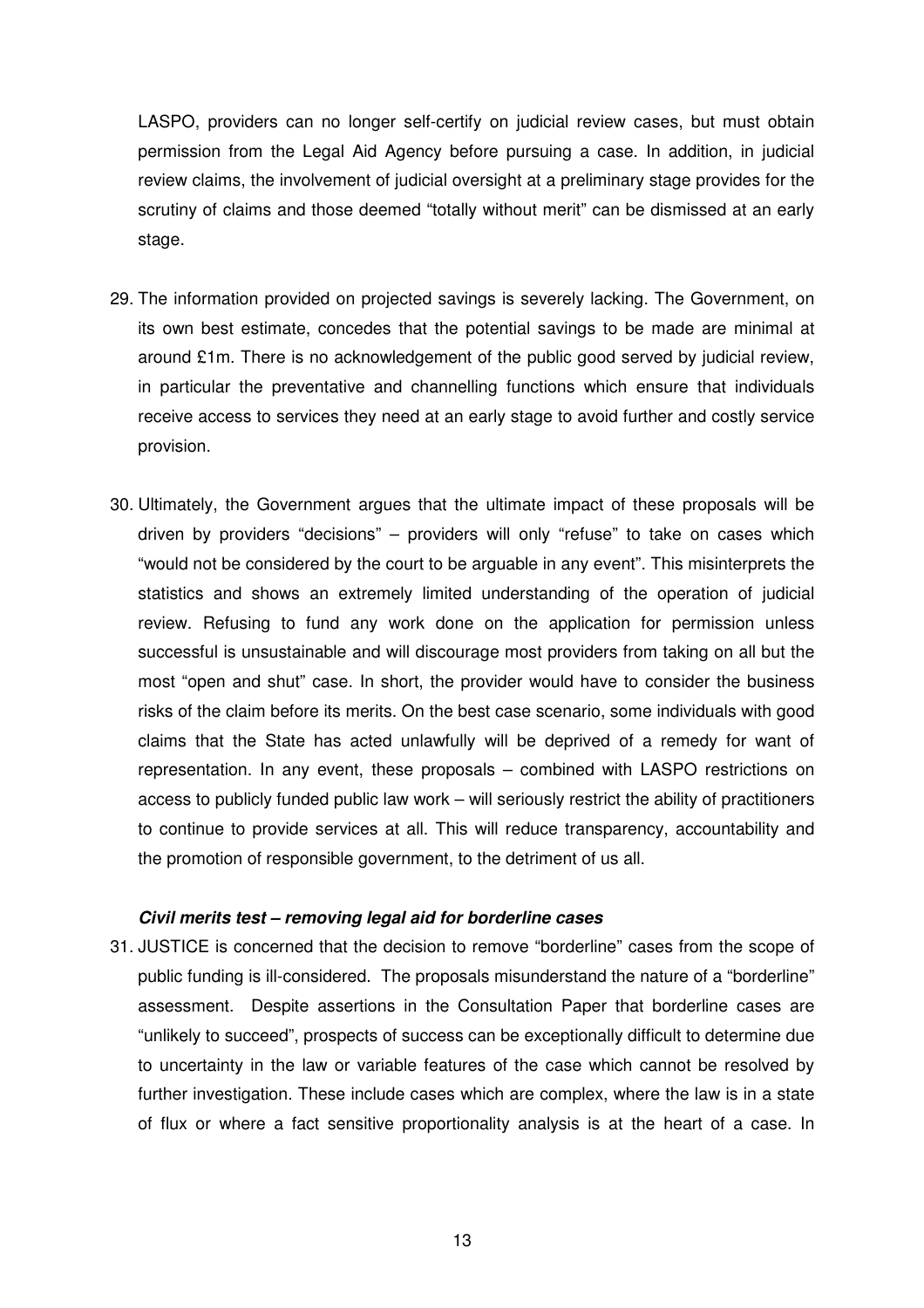LASPO, providers can no longer self-certify on judicial review cases, but must obtain permission from the Legal Aid Agency before pursuing a case. In addition, in judicial review claims, the involvement of judicial oversight at a preliminary stage provides for the scrutiny of claims and those deemed "totally without merit" can be dismissed at an early stage.

29. The information provided on projected savings is severely lacking. The Government, on its own best estimate, concedes that the potential savings to be made are minimal at around £1m. There is no acknowledgement of the public good served by judicial review, in particular the preventative and channelling functions which ensure that individuals receive access to services they need at an early stage to avoid further and costly service provision.

30. Ultimately, the Government argues that the ultimate impact of these proposals will be driven by providers "decisions" – providers will only "refuse" to take on cases which "would not be considered by the court to be arguable in any event". This misinterprets the statistics and shows an extremely limited understanding of the operation of judicial review. Refusing to fund any work done on the application for permission unless successful is unsustainable and will discourage most providers from taking on all but the most "open and shut" case. In short, the provider would have to consider the business risks of the claim before its merits. On the best case scenario, some individuals with good claims that the State has acted unlawfully will be deprived of a remedy for want of representation. In any event, these proposals – combined with LASPO restrictions on access to publicly funded public law work – will seriously restrict the ability of practitioners to continue to provide services at all. This will reduce transparency, accountability and the promotion of responsible government, to the detriment of us all.

***Civil merits test – removing legal aid for borderline cases***

31. JUSTICE is concerned that the decision to remove "borderline" cases from the scope of public funding is ill-considered. The proposals misunderstand the nature of a "borderline" assessment. Despite assertions in the Consultation Paper that borderline cases are "unlikely to succeed", prospects of success can be exceptionally difficult to determine due to uncertainty in the law or variable features of the case which cannot be resolved by further investigation. These include cases which are complex, where the law is in a state of flux or where a fact sensitive proportionality analysis is at the heart of a case. In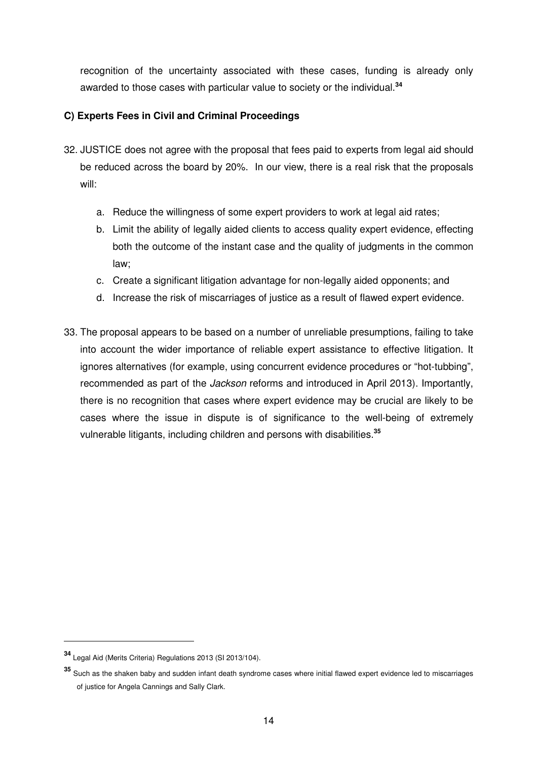recognition of the uncertainty associated with these cases, funding is already only awarded to those cases with particular value to society or the individual.[34]

### C) Experts Fees in Civil and Criminal Proceedings

32. JUSTICE does not agree with the proposal that fees paid to experts from legal aid should be reduced across the board by 20%. In our view, there is a real risk that the proposals will:

    a. Reduce the willingness of some expert providers to work at legal aid rates;

    b. Limit the ability of legally aided clients to access quality expert evidence, effecting both the outcome of the instant case and the quality of judgments in the common law;

    c. Create a significant litigation advantage for non-legally aided opponents; and

    d. Increase the risk of miscarriages of justice as a result of flawed expert evidence.

33. The proposal appears to be based on a number of unreliable presumptions, failing to take into account the wider importance of reliable expert assistance to effective litigation. It ignores alternatives (for example, using concurrent evidence procedures or "hot-tubbing", recommended as part of the *Jackson* reforms and introduced in April 2013). Importantly, there is no recognition that cases where expert evidence may be crucial are likely to be cases where the issue in dispute is of significance to the well-being of extremely vulnerable litigants, including children and persons with disabilities.[35]

---

[34] Legal Aid (Merits Criteria) Regulations 2013 (SI 2013/104).

[35] Such as the shaken baby and sudden infant death syndrome cases where initial flawed expert evidence led to miscarriages of justice for Angela Cannings and Sally Clark.